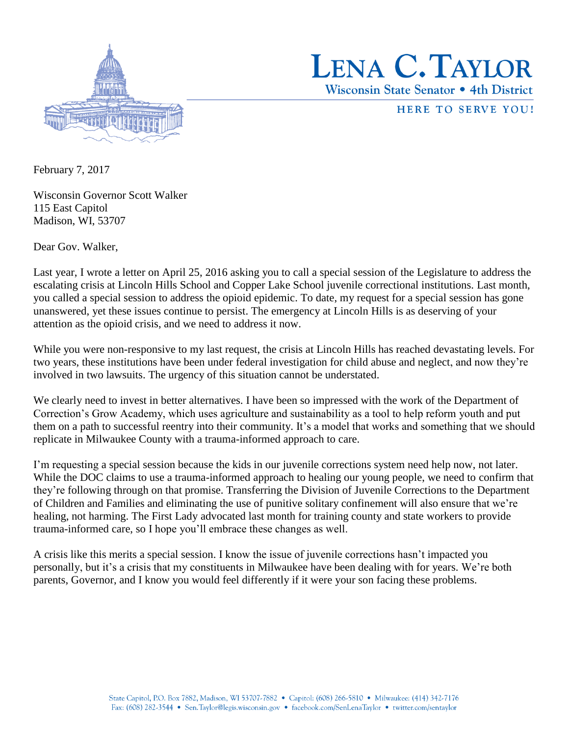# LENA C. TAYLOR

**Wisconsin State Senator • 4th District**

HERE TO SERVE YOU!

February 7, 2017

Wisconsin Governor Scott Walker
115 East Capitol
Madison, WI, 53707

Dear Gov. Walker,

Last year, I wrote a letter on April 25, 2016 asking you to call a special session of the Legislature to address the escalating crisis at Lincoln Hills School and Copper Lake School juvenile correctional institutions. Last month, you called a special session to address the opioid epidemic. To date, my request for a special session has gone unanswered, yet these issues continue to persist. The emergency at Lincoln Hills is as deserving of your attention as the opioid crisis, and we need to address it now.

While you were non-responsive to my last request, the crisis at Lincoln Hills has reached devastating levels. For two years, these institutions have been under federal investigation for child abuse and neglect, and now they're involved in two lawsuits. The urgency of this situation cannot be understated.

We clearly need to invest in better alternatives. I have been so impressed with the work of the Department of Correction's Grow Academy, which uses agriculture and sustainability as a tool to help reform youth and put them on a path to successful reentry into their community. It's a model that works and something that we should replicate in Milwaukee County with a trauma-informed approach to care.

I'm requesting a special session because the kids in our juvenile corrections system need help now, not later. While the DOC claims to use a trauma-informed approach to healing our young people, we need to confirm that they're following through on that promise. Transferring the Division of Juvenile Corrections to the Department of Children and Families and eliminating the use of punitive solitary confinement will also ensure that we're healing, not harming. The First Lady advocated last month for training county and state workers to provide trauma-informed care, so I hope you'll embrace these changes as well.

A crisis like this merits a special session. I know the issue of juvenile corrections hasn't impacted you personally, but it's a crisis that my constituents in Milwaukee have been dealing with for years. We're both parents, Governor, and I know you would feel differently if it were your son facing these problems.

State Capitol, P.O. Box 7882, Madison, WI 53707-7882 • Capitol: (608) 266-5810 • Milwaukee: (414) 342-7176
Fax: (608) 282-3544 • Sen.Taylor@legis.wisconsin.gov • facebook.com/SenLenaTaylor • twitter.com/sentaylor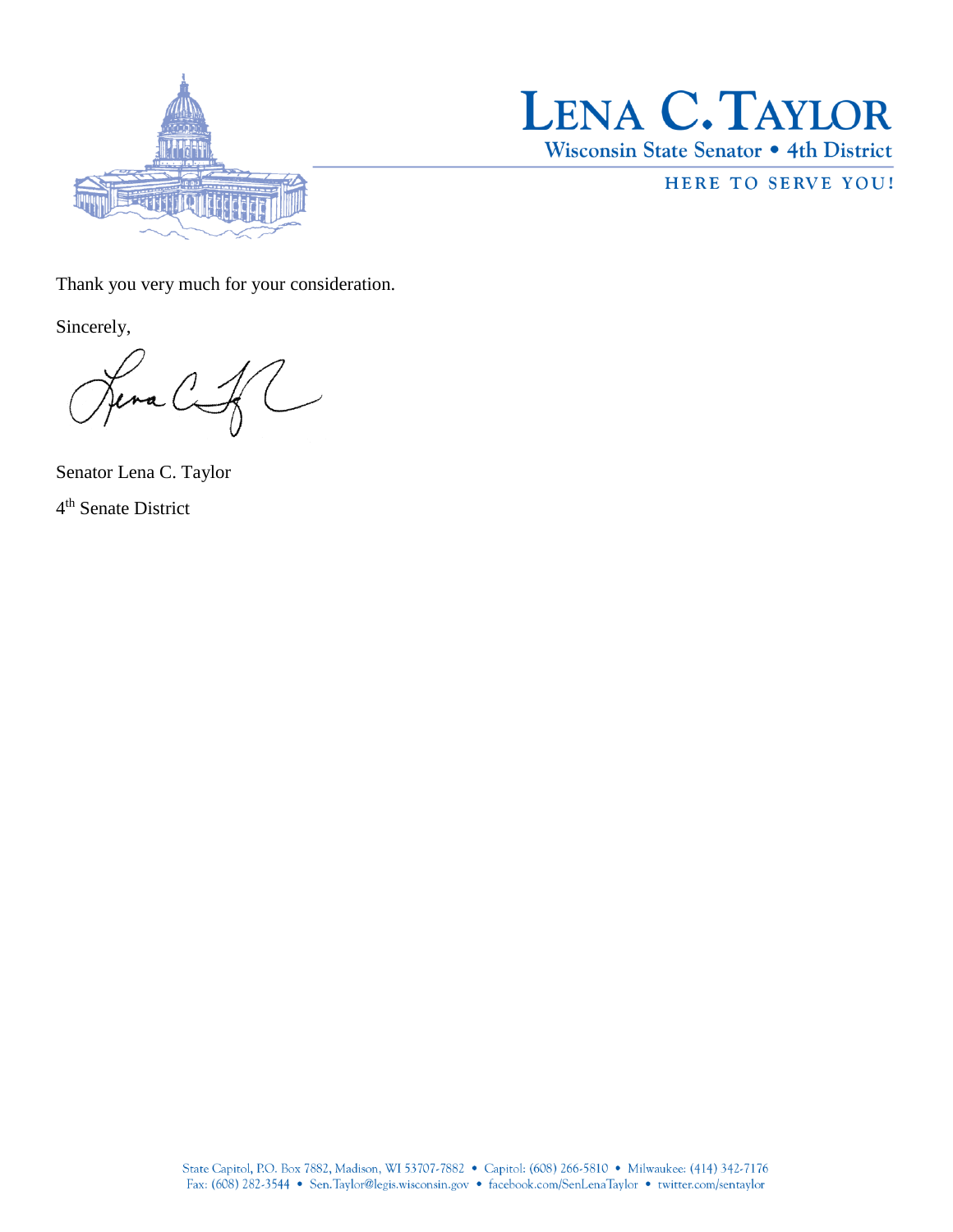# LENA C. TAYLOR

Wisconsin State Senator • 4th District

HERE TO SERVE YOU!

Thank you very much for your consideration.

Sincerely,

Senator Lena C. Taylor

4th Senate District

State Capitol, P.O. Box 7882, Madison, WI 53707-7882 • Capitol: (608) 266-5810 • Milwaukee: (414) 342-7176
Fax: (608) 282-3544 • Sen.Taylor@legis.wisconsin.gov • facebook.com/SenLenaTaylor • twitter.com/sentaylor